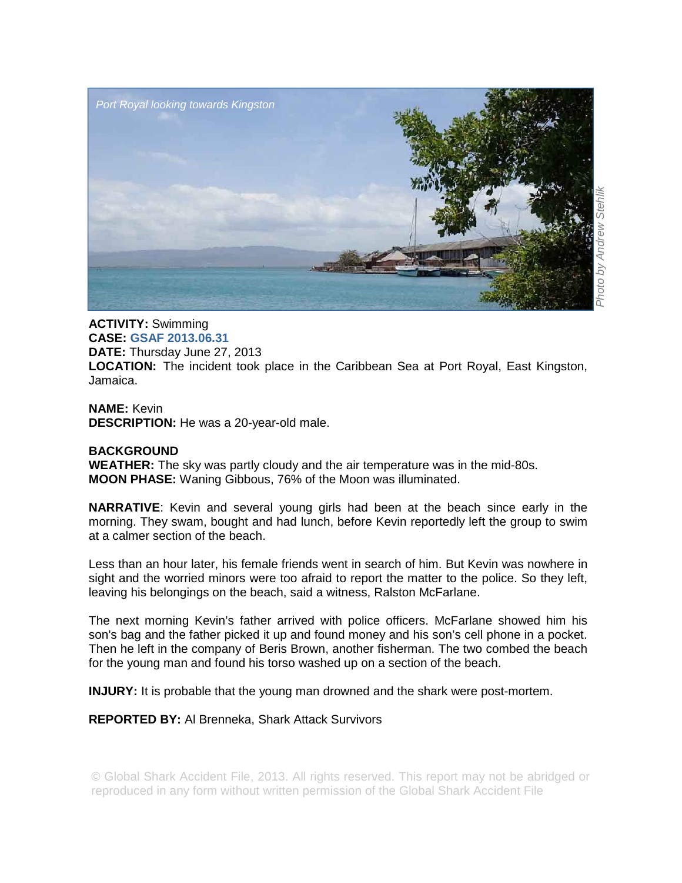*Port Royal looking towards Kingston*

*Photo by Andrew Stehlik*

**ACTIVITY:** Swimming
**CASE:** **GSAF 2013.06.31**
**DATE:** Thursday June 27, 2013
**LOCATION:** The incident took place in the Caribbean Sea at Port Royal, East Kingston, Jamaica.

**NAME:** Kevin
**DESCRIPTION:** He was a 20-year-old male.

**BACKGROUND**
**WEATHER:** The sky was partly cloudy and the air temperature was in the mid-80s.
**MOON PHASE:** Waning Gibbous, 76% of the Moon was illuminated.

**NARRATIVE**: Kevin and several young girls had been at the beach since early in the morning. They swam, bought and had lunch, before Kevin reportedly left the group to swim at a calmer section of the beach.

Less than an hour later, his female friends went in search of him. But Kevin was nowhere in sight and the worried minors were too afraid to report the matter to the police. So they left, leaving his belongings on the beach, said a witness, Ralston McFarlane.

The next morning Kevin's father arrived with police officers. McFarlane showed him his son's bag and the father picked it up and found money and his son's cell phone in a pocket. Then he left in the company of Beris Brown, another fisherman. The two combed the beach for the young man and found his torso washed up on a section of the beach.

**INJURY:** It is probable that the young man drowned and the shark were post-mortem.

**REPORTED BY:** Al Brenneka, Shark Attack Survivors

© Global Shark Accident File, 2013. All rights reserved. This report may not be abridged or reproduced in any form without written permission of the Global Shark Accident File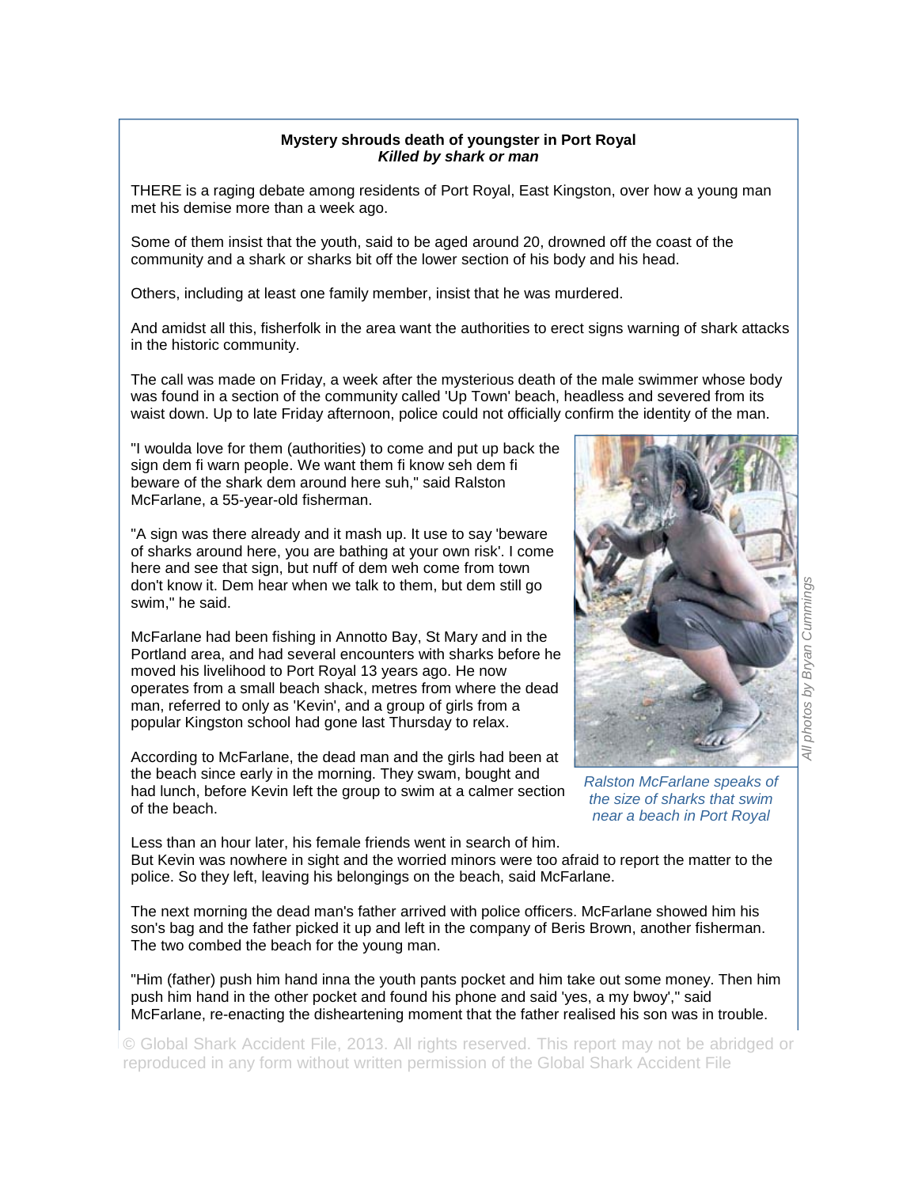**Mystery shrouds death of youngster in Port Royal**
***Killed by shark or man***

THERE is a raging debate among residents of Port Royal, East Kingston, over how a young man met his demise more than a week ago.

Some of them insist that the youth, said to be aged around 20, drowned off the coast of the community and a shark or sharks bit off the lower section of his body and his head.

Others, including at least one family member, insist that he was murdered.

And amidst all this, fisherfolk in the area want the authorities to erect signs warning of shark attacks in the historic community.

The call was made on Friday, a week after the mysterious death of the male swimmer whose body was found in a section of the community called 'Up Town' beach, headless and severed from its waist down. Up to late Friday afternoon, police could not officially confirm the identity of the man.

"I woulda love for them (authorities) to come and put up back the sign dem fi warn people. We want them fi know seh dem fi beware of the shark dem around here suh," said Ralston McFarlane, a 55-year-old fisherman.

"A sign was there already and it mash up. It use to say 'beware of sharks around here, you are bathing at your own risk'. I come here and see that sign, but nuff of dem weh come from town don't know it. Dem hear when we talk to them, but dem still go swim," he said.

McFarlane had been fishing in Annotto Bay, St Mary and in the Portland area, and had several encounters with sharks before he moved his livelihood to Port Royal 13 years ago. He now operates from a small beach shack, metres from where the dead man, referred to only as 'Kevin', and a group of girls from a popular Kingston school had gone last Thursday to relax.

According to McFarlane, the dead man and the girls had been at the beach since early in the morning. They swam, bought and had lunch, before Kevin left the group to swim at a calmer section of the beach.

*Ralston McFarlane speaks of the size of sharks that swim near a beach in Port Royal*

*All photos by Bryan Cummings*

Less than an hour later, his female friends went in search of him.
But Kevin was nowhere in sight and the worried minors were too afraid to report the matter to the police. So they left, leaving his belongings on the beach, said McFarlane.

The next morning the dead man's father arrived with police officers. McFarlane showed him his son's bag and the father picked it up and left in the company of Beris Brown, another fisherman. The two combed the beach for the young man.

"Him (father) push him hand inna the youth pants pocket and him take out some money. Then him push him hand in the other pocket and found his phone and said 'yes, a my bwoy'," said McFarlane, re-enacting the disheartening moment that the father realised his son was in trouble.

© Global Shark Accident File, 2013. All rights reserved. This report may not be abridged or reproduced in any form without written permission of the Global Shark Accident File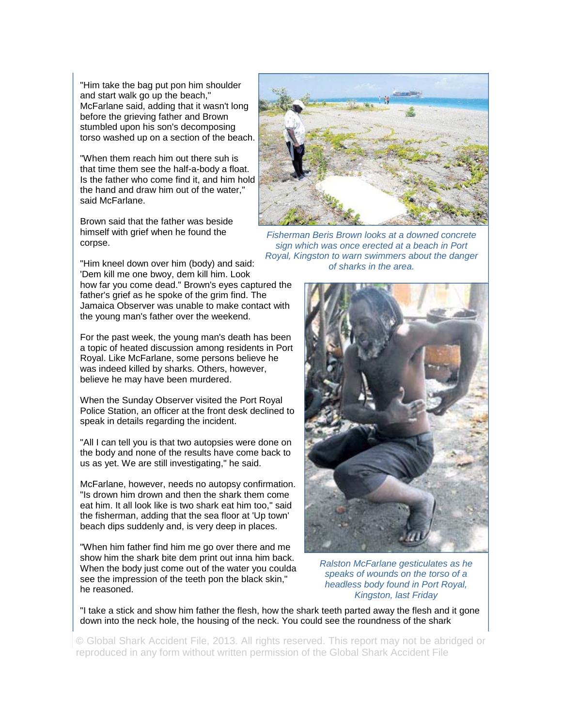"Him take the bag put pon him shoulder and start walk go up the beach," McFarlane said, adding that it wasn't long before the grieving father and Brown stumbled upon his son's decomposing torso washed up on a section of the beach.

"When them reach him out there suh is that time them see the half-a-body a float. Is the father who come find it, and him hold the hand and draw him out of the water," said McFarlane.

Brown said that the father was beside himself with grief when he found the corpse.

"Him kneel down over him (body) and said: 'Dem kill me one bwoy, dem kill him. Look how far you come dead." Brown's eyes captured the father's grief as he spoke of the grim find. The Jamaica Observer was unable to make contact with the young man's father over the weekend.

For the past week, the young man's death has been a topic of heated discussion among residents in Port Royal. Like McFarlane, some persons believe he was indeed killed by sharks. Others, however, believe he may have been murdered.

When the Sunday Observer visited the Port Royal Police Station, an officer at the front desk declined to speak in details regarding the incident.

"All I can tell you is that two autopsies were done on the body and none of the results have come back to us as yet. We are still investigating," he said.

McFarlane, however, needs no autopsy confirmation. "Is drown him drown and then the shark them come eat him. It all look like is two shark eat him too," said the fisherman, adding that the sea floor at 'Up town' beach dips suddenly and, is very deep in places.

"When him father find him me go over there and me show him the shark bite dem print out inna him back. When the body just come out of the water you coulda see the impression of the teeth pon the black skin," he reasoned.

*Fisherman Beris Brown looks at a downed concrete sign which was once erected at a beach in Port Royal, Kingston to warn swimmers about the danger of sharks in the area.*

*Ralston McFarlane gesticulates as he speaks of wounds on the torso of a headless body found in Port Royal, Kingston, last Friday*

"I take a stick and show him father the flesh, how the shark teeth parted away the flesh and it gone down into the neck hole, the housing of the neck. You could see the roundness of the shark

© Global Shark Accident File, 2013. All rights reserved. This report may not be abridged or reproduced in any form without written permission of the Global Shark Accident File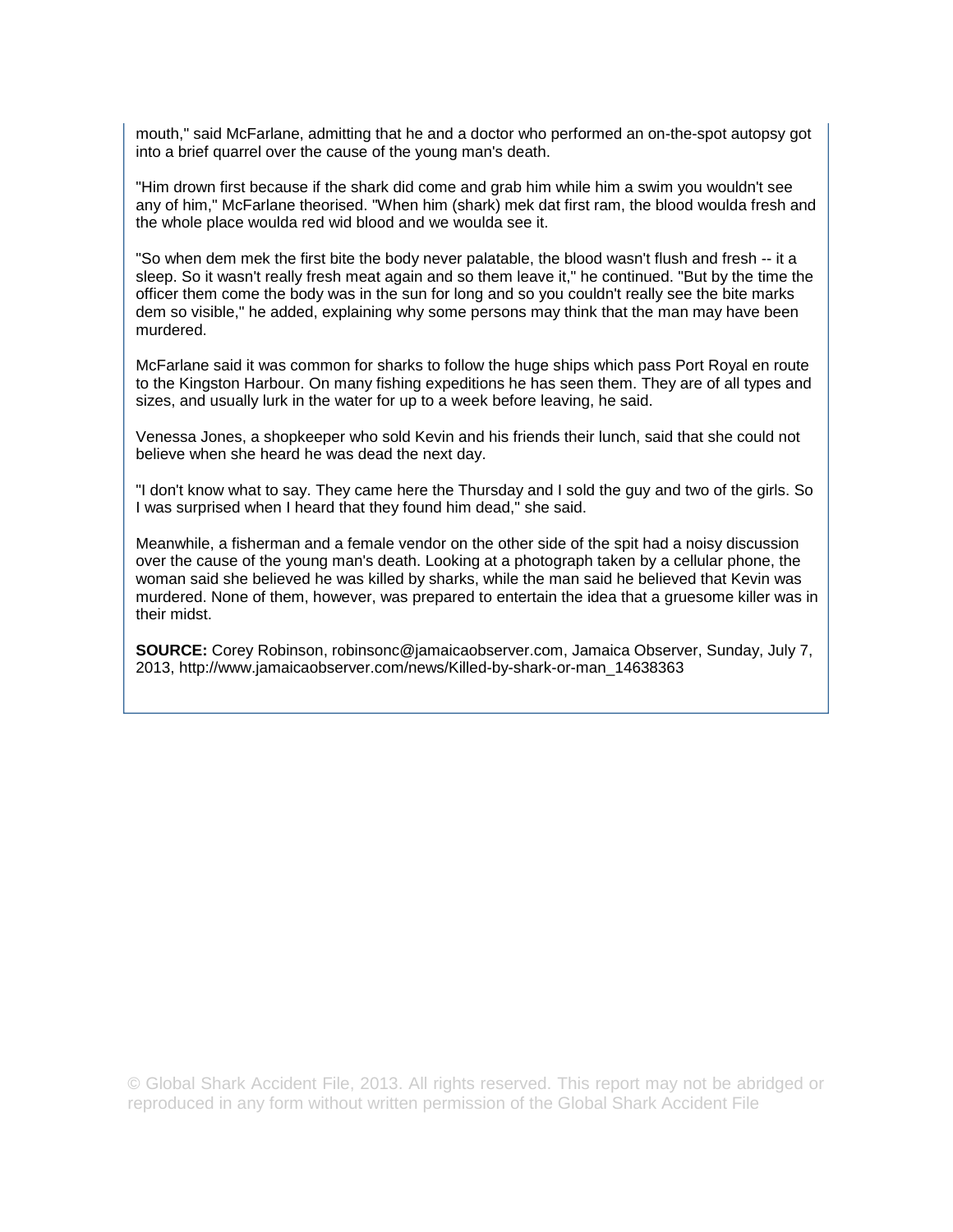mouth," said McFarlane, admitting that he and a doctor who performed an on-the-spot autopsy got into a brief quarrel over the cause of the young man's death.

"Him drown first because if the shark did come and grab him while him a swim you wouldn't see any of him," McFarlane theorised. "When him (shark) mek dat first ram, the blood woulda fresh and the whole place woulda red wid blood and we woulda see it.

"So when dem mek the first bite the body never palatable, the blood wasn't flush and fresh -- it a sleep. So it wasn't really fresh meat again and so them leave it," he continued. "But by the time the officer them come the body was in the sun for long and so you couldn't really see the bite marks dem so visible," he added, explaining why some persons may think that the man may have been murdered.

McFarlane said it was common for sharks to follow the huge ships which pass Port Royal en route to the Kingston Harbour. On many fishing expeditions he has seen them. They are of all types and sizes, and usually lurk in the water for up to a week before leaving, he said.

Venessa Jones, a shopkeeper who sold Kevin and his friends their lunch, said that she could not believe when she heard he was dead the next day.

"I don't know what to say. They came here the Thursday and I sold the guy and two of the girls. So I was surprised when I heard that they found him dead," she said.

Meanwhile, a fisherman and a female vendor on the other side of the spit had a noisy discussion over the cause of the young man's death. Looking at a photograph taken by a cellular phone, the woman said she believed he was killed by sharks, while the man said he believed that Kevin was murdered. None of them, however, was prepared to entertain the idea that a gruesome killer was in their midst.

**SOURCE:** Corey Robinson, robinsonc@jamaicaobserver.com, Jamaica Observer, Sunday, July 7, 2013, http://www.jamaicaobserver.com/news/Killed-by-shark-or-man_14638363

© Global Shark Accident File, 2013. All rights reserved. This report may not be abridged or reproduced in any form without written permission of the Global Shark Accident File